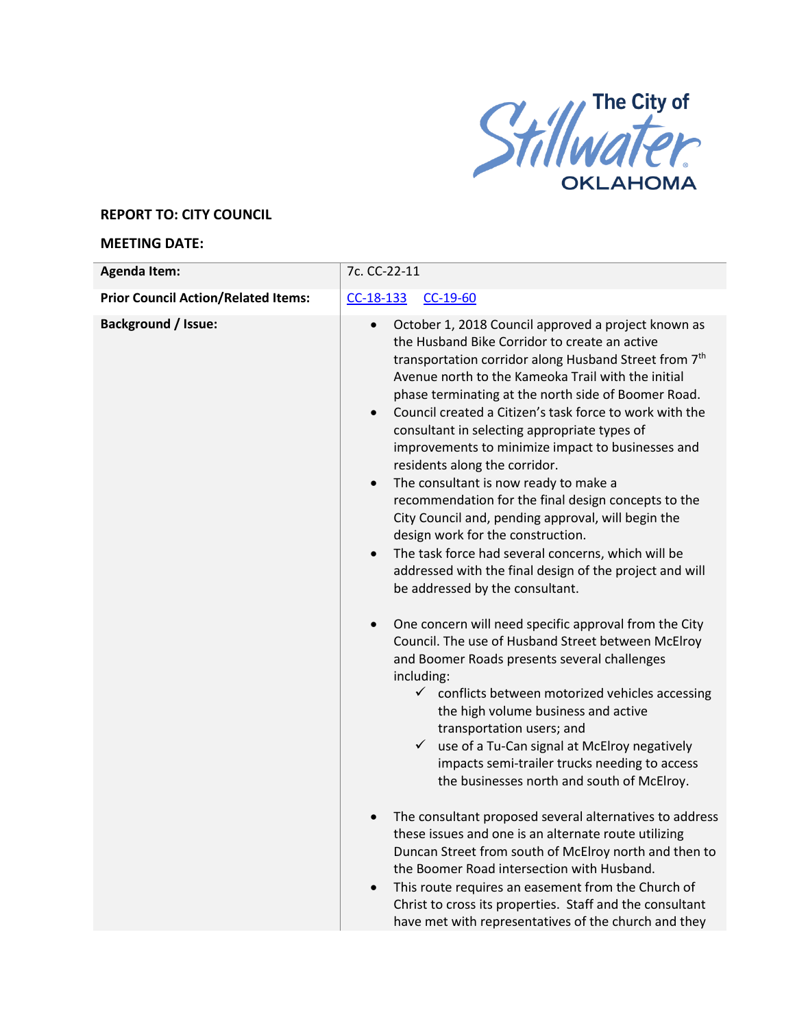The City of Stillwater OKLAHOMA

**REPORT TO: CITY COUNCIL**

**MEETING DATE:**

| **Agenda Item:** | 7c. CC-22-11 |
|---|---|
| **Prior Council Action/Related Items:** | CC-18-133 CC-19-60 |
| **Background / Issue:** | • October 1, 2018 Council approved a project known as the Husband Bike Corridor to create an active transportation corridor along Husband Street from 7th Avenue north to the Kameoka Trail with the initial phase terminating at the north side of Boomer Road.<br>• Council created a Citizen's task force to work with the consultant in selecting appropriate types of improvements to minimize impact to businesses and residents along the corridor.<br>• The consultant is now ready to make a recommendation for the final design concepts to the City Council and, pending approval, will begin the design work for the construction.<br>• The task force had several concerns, which will be addressed with the final design of the project and will be addressed by the consultant.<br><br>• One concern will need specific approval from the City Council. The use of Husband Street between McElroy and Boomer Roads presents several challenges including:<br>&nbsp;&nbsp;&nbsp;&nbsp;✓ conflicts between motorized vehicles accessing the high volume business and active transportation users; and<br>&nbsp;&nbsp;&nbsp;&nbsp;✓ use of a Tu-Can signal at McElroy negatively impacts semi-trailer trucks needing to access the businesses north and south of McElroy.<br><br>• The consultant proposed several alternatives to address these issues and one is an alternate route utilizing Duncan Street from south of McElroy north and then to the Boomer Road intersection with Husband.<br>• This route requires an easement from the Church of Christ to cross its properties. Staff and the consultant have met with representatives of the church and they |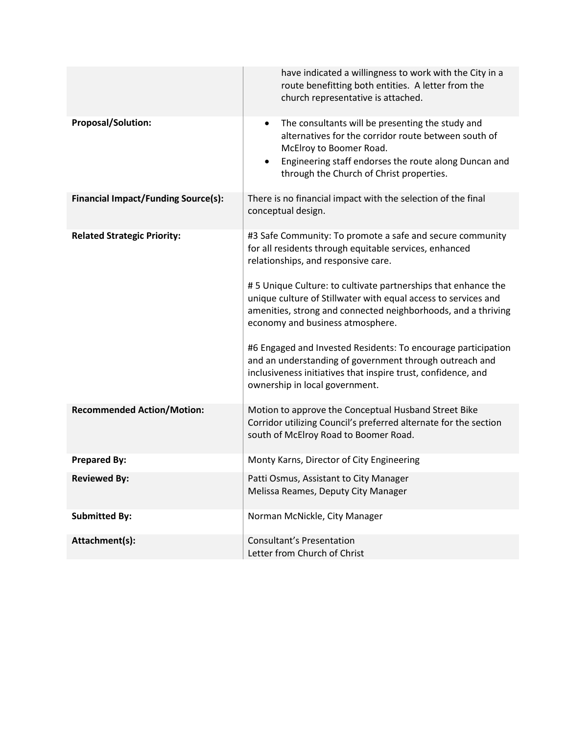| | |
|---|---|
| | have indicated a willingness to work with the City in a route benefitting both entities. A letter from the church representative is attached. |
| **Proposal/Solution:** | • The consultants will be presenting the study and alternatives for the corridor route between south of McElroy to Boomer Road.<br>• Engineering staff endorses the route along Duncan and through the Church of Christ properties. |
| **Financial Impact/Funding Source(s):** | There is no financial impact with the selection of the final conceptual design. |
| **Related Strategic Priority:** | #3 Safe Community: To promote a safe and secure community for all residents through equitable services, enhanced relationships, and responsive care.<br><br># 5 Unique Culture: to cultivate partnerships that enhance the unique culture of Stillwater with equal access to services and amenities, strong and connected neighborhoods, and a thriving economy and business atmosphere.<br><br>#6 Engaged and Invested Residents: To encourage participation and an understanding of government through outreach and inclusiveness initiatives that inspire trust, confidence, and ownership in local government. |
| **Recommended Action/Motion:** | Motion to approve the Conceptual Husband Street Bike Corridor utilizing Council's preferred alternate for the section south of McElroy Road to Boomer Road. |
| **Prepared By:** | Monty Karns, Director of City Engineering |
| **Reviewed By:** | Patti Osmus, Assistant to City Manager<br>Melissa Reames, Deputy City Manager |
| **Submitted By:** | Norman McNickle, City Manager |
| **Attachment(s):** | Consultant's Presentation<br>Letter from Church of Christ |